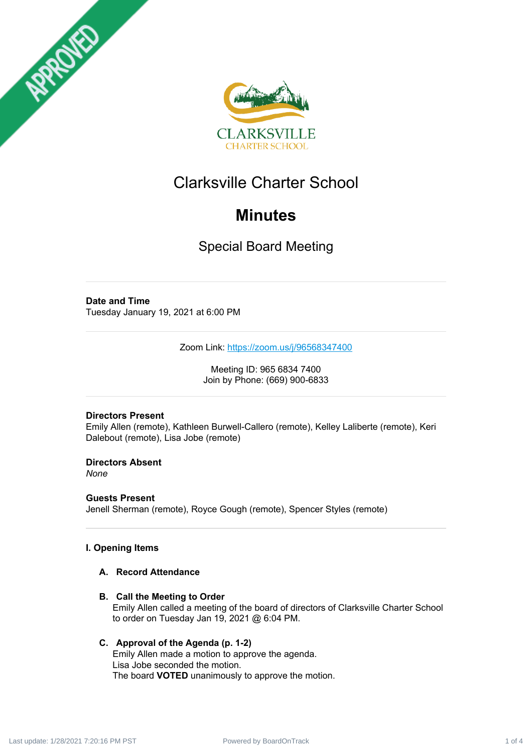APPROVED

CLARKSVILLE
CHARTER SCHOOL

# Clarksville Charter School

# Minutes

## Special Board Meeting

**Date and Time**
Tuesday January 19, 2021 at 6:00 PM

Zoom Link: https://zoom.us/j/96568347400

Meeting ID: 965 6834 7400
Join by Phone: (669) 900-6833

**Directors Present**
Emily Allen (remote), Kathleen Burwell-Callero (remote), Kelley Laliberte (remote), Keri Dalebout (remote), Lisa Jobe (remote)

**Directors Absent**
*None*

**Guests Present**
Jenell Sherman (remote), Royce Gough (remote), Spencer Styles (remote)

### I. Opening Items

**A. Record Attendance**

**B. Call the Meeting to Order**
Emily Allen called a meeting of the board of directors of Clarksville Charter School to order on Tuesday Jan 19, 2021 @ 6:04 PM.

**C. Approval of the Agenda (p. 1-2)**
Emily Allen made a motion to approve the agenda.
Lisa Jobe seconded the motion.
The board **VOTED** unanimously to approve the motion.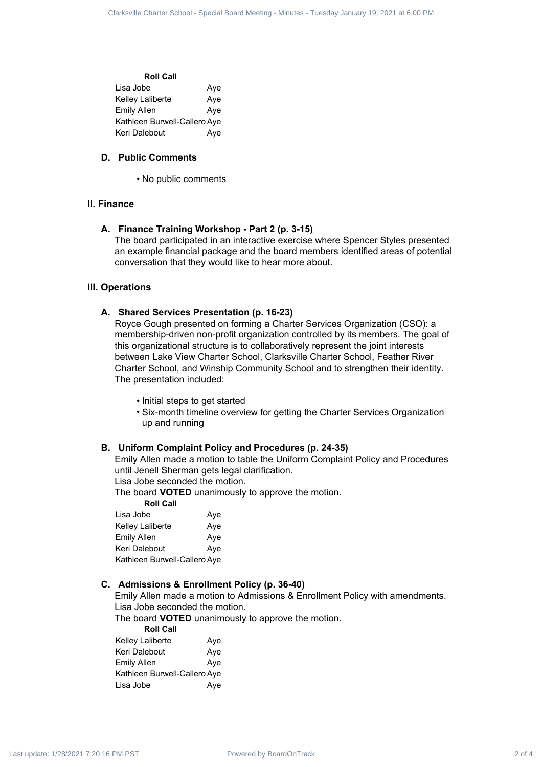**Roll Call**

| | |
|---|---|
| Lisa Jobe | Aye |
| Kelley Laliberte | Aye |
| Emily Allen | Aye |
| Kathleen Burwell-Callero | Aye |
| Keri Dalebout | Aye |

### D. Public Comments

- No public comments

## II. Finance

### A. Finance Training Workshop - Part 2 (p. 3-15)

The board participated in an interactive exercise where Spencer Styles presented an example financial package and the board members identified areas of potential conversation that they would like to hear more about.

## III. Operations

### A. Shared Services Presentation (p. 16-23)

Royce Gough presented on forming a Charter Services Organization (CSO): a membership-driven non-profit organization controlled by its members. The goal of this organizational structure is to collaboratively represent the joint interests between Lake View Charter School, Clarksville Charter School, Feather River Charter School, and Winship Community School and to strengthen their identity. The presentation included:

- Initial steps to get started
- Six-month timeline overview for getting the Charter Services Organization up and running

### B. Uniform Complaint Policy and Procedures (p. 24-35)

Emily Allen made a motion to table the Uniform Complaint Policy and Procedures until Jenell Sherman gets legal clarification.
Lisa Jobe seconded the motion.
The board **VOTED** unanimously to approve the motion.

**Roll Call**

| | |
|---|---|
| Lisa Jobe | Aye |
| Kelley Laliberte | Aye |
| Emily Allen | Aye |
| Keri Dalebout | Aye |
| Kathleen Burwell-Callero | Aye |

### C. Admissions & Enrollment Policy (p. 36-40)

Emily Allen made a motion to Admissions & Enrollment Policy with amendments.
Lisa Jobe seconded the motion.
The board **VOTED** unanimously to approve the motion.

**Roll Call**

| | |
|---|---|
| Kelley Laliberte | Aye |
| Keri Dalebout | Aye |
| Emily Allen | Aye |
| Kathleen Burwell-Callero | Aye |
| Lisa Jobe | Aye |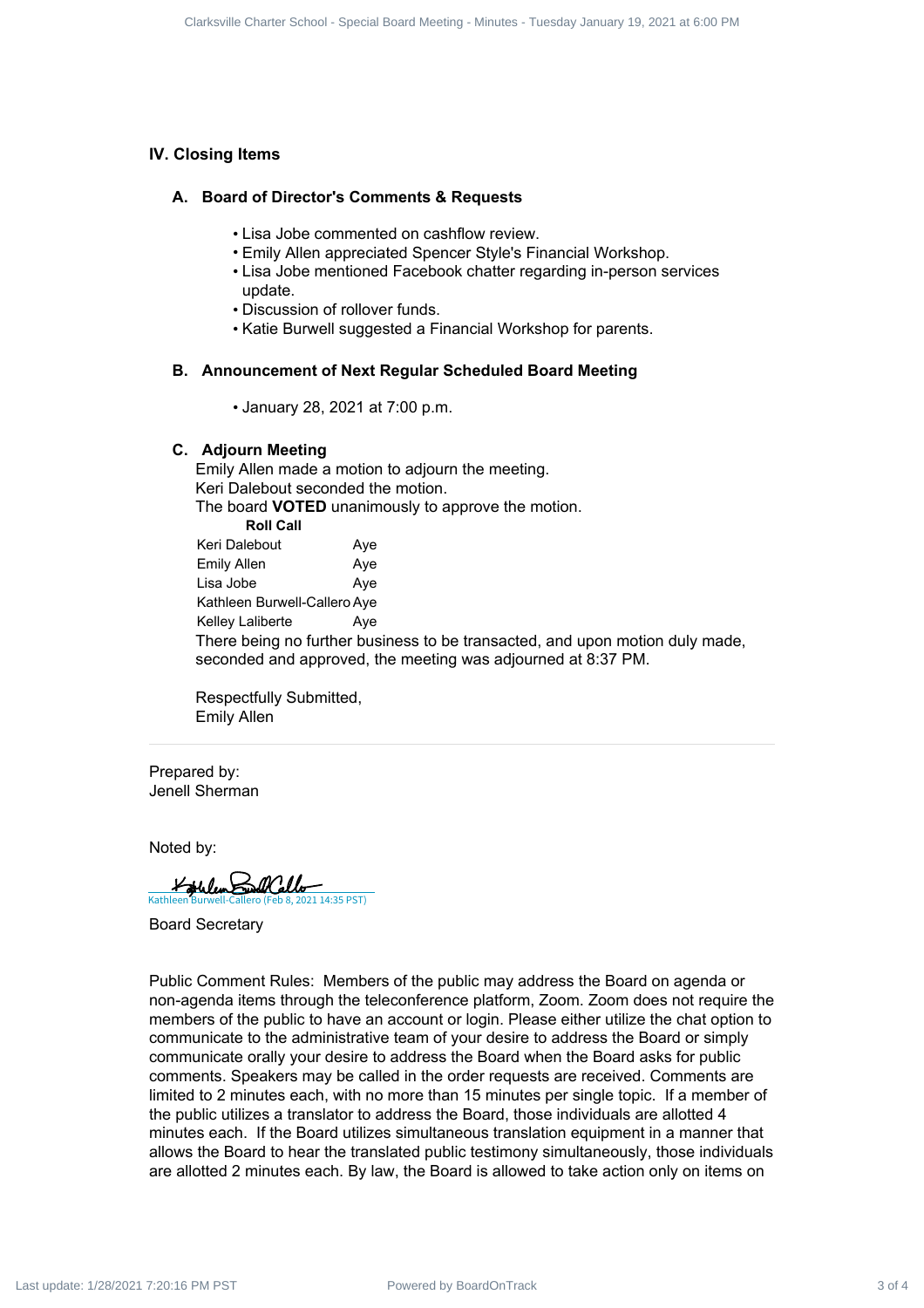## IV. Closing Items

### A. Board of Director's Comments & Requests

- Lisa Jobe commented on cashflow review.
- Emily Allen appreciated Spencer Style's Financial Workshop.
- Lisa Jobe mentioned Facebook chatter regarding in-person services update.
- Discussion of rollover funds.
- Katie Burwell suggested a Financial Workshop for parents.

### B. Announcement of Next Regular Scheduled Board Meeting

- January 28, 2021 at 7:00 p.m.

### C. Adjourn Meeting

Emily Allen made a motion to adjourn the meeting.
Keri Dalebout seconded the motion.
The board **VOTED** unanimously to approve the motion.

| **Roll Call** | |
|---|---|
| Keri Dalebout | Aye |
| Emily Allen | Aye |
| Lisa Jobe | Aye |
| Kathleen Burwell-Callero | Aye |
| Kelley Laliberte | Aye |

There being no further business to be transacted, and upon motion duly made, seconded and approved, the meeting was adjourned at 8:37 PM.

Respectfully Submitted,
Emily Allen

---

Prepared by:
Jenell Sherman

Noted by:

Kathleen Burwell-Callero (Feb 8, 2021 14:35 PST)

Board Secretary

Public Comment Rules: Members of the public may address the Board on agenda or non-agenda items through the teleconference platform, Zoom. Zoom does not require the members of the public to have an account or login. Please either utilize the chat option to communicate to the administrative team of your desire to address the Board or simply communicate orally your desire to address the Board when the Board asks for public comments. Speakers may be called in the order requests are received. Comments are limited to 2 minutes each, with no more than 15 minutes per single topic. If a member of the public utilizes a translator to address the Board, those individuals are allotted 4 minutes each. If the Board utilizes simultaneous translation equipment in a manner that allows the Board to hear the translated public testimony simultaneously, those individuals are allotted 2 minutes each. By law, the Board is allowed to take action only on items on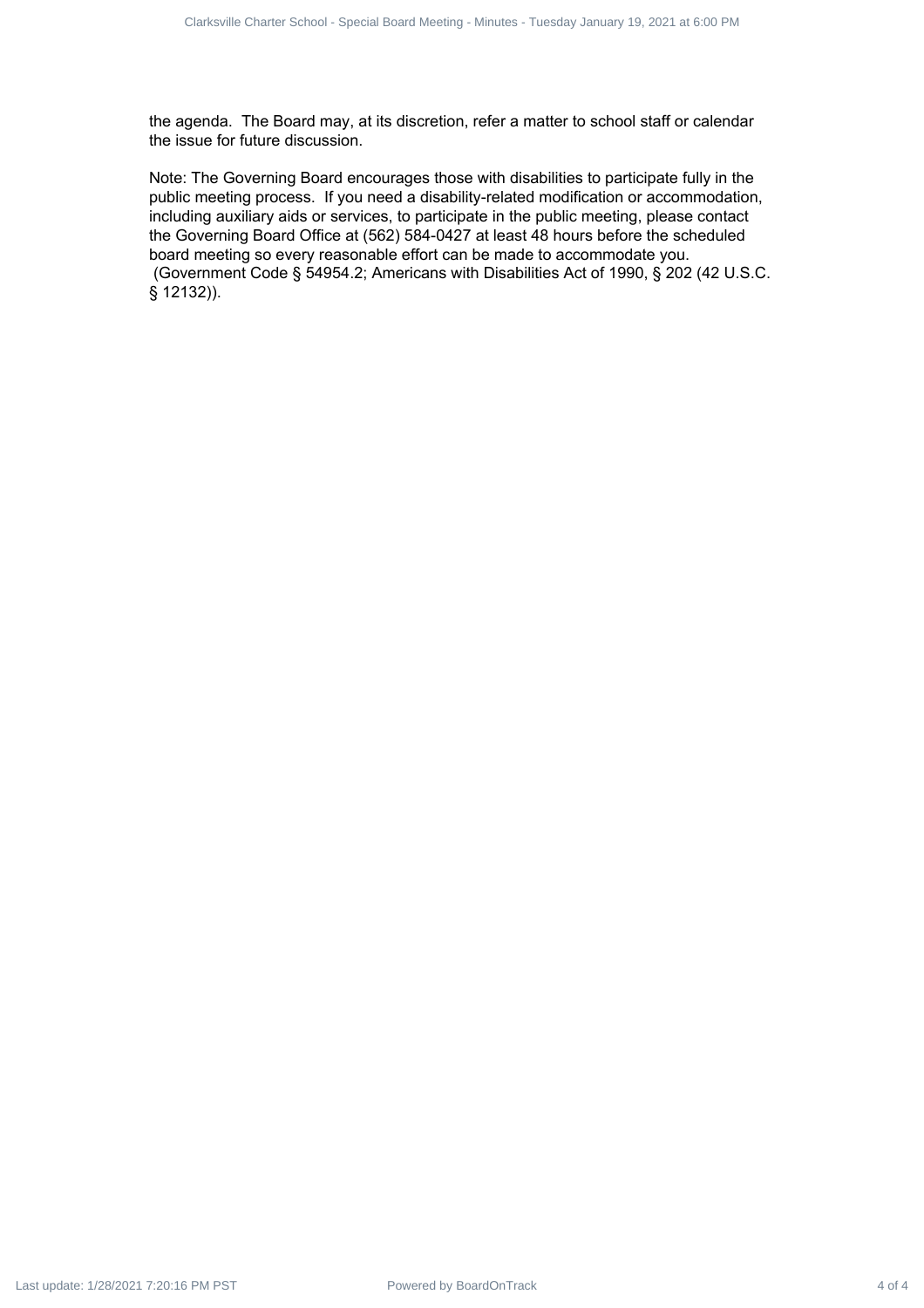the agenda.  The Board may, at its discretion, refer a matter to school staff or calendar the issue for future discussion.

Note: The Governing Board encourages those with disabilities to participate fully in the public meeting process.  If you need a disability-related modification or accommodation, including auxiliary aids or services, to participate in the public meeting, please contact the Governing Board Office at (562) 584-0427 at least 48 hours before the scheduled board meeting so every reasonable effort can be made to accommodate you. (Government Code § 54954.2; Americans with Disabilities Act of 1990, § 202 (42 U.S.C. § 12132)).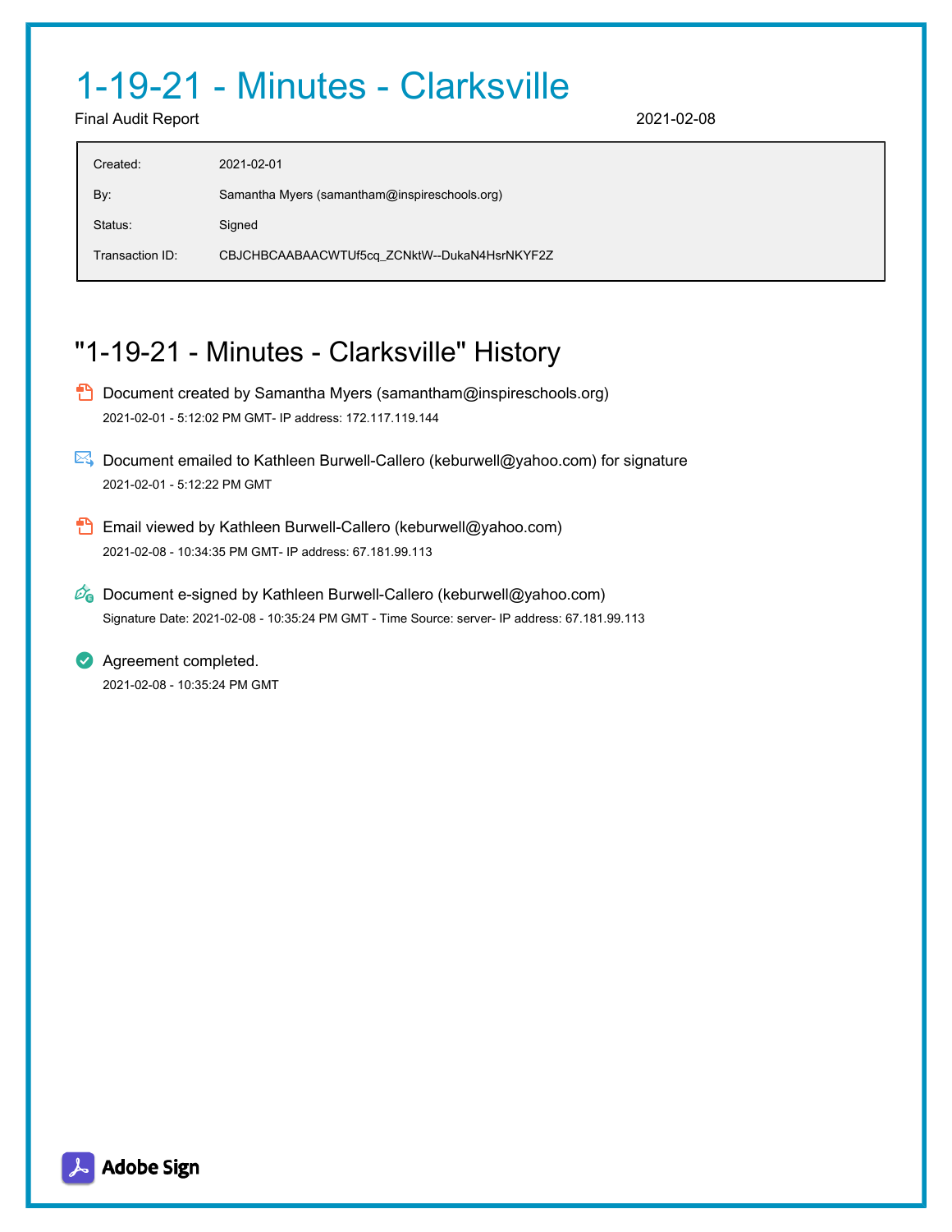# 1-19-21 - Minutes - Clarksville

Final Audit Report 2021-02-08

| | |
|---|---|
| Created: | 2021-02-01 |
| By: | Samantha Myers (samantham@inspireschools.org) |
| Status: | Signed |
| Transaction ID: | CBJCHBCAABAACWTUf5cq_ZCNktW--DukaN4HsrNKYF2Z |

## "1-19-21 - Minutes - Clarksville" History

- Document created by Samantha Myers (samantham@inspireschools.org)
  2021-02-01 - 5:12:02 PM GMT- IP address: 172.117.119.144

- Document emailed to Kathleen Burwell-Callero (keburwell@yahoo.com) for signature
  2021-02-01 - 5:12:22 PM GMT

- Email viewed by Kathleen Burwell-Callero (keburwell@yahoo.com)
  2021-02-08 - 10:34:35 PM GMT- IP address: 67.181.99.113

- Document e-signed by Kathleen Burwell-Callero (keburwell@yahoo.com)
  Signature Date: 2021-02-08 - 10:35:24 PM GMT - Time Source: server- IP address: 67.181.99.113

- Agreement completed.
  2021-02-08 - 10:35:24 PM GMT

Adobe Sign